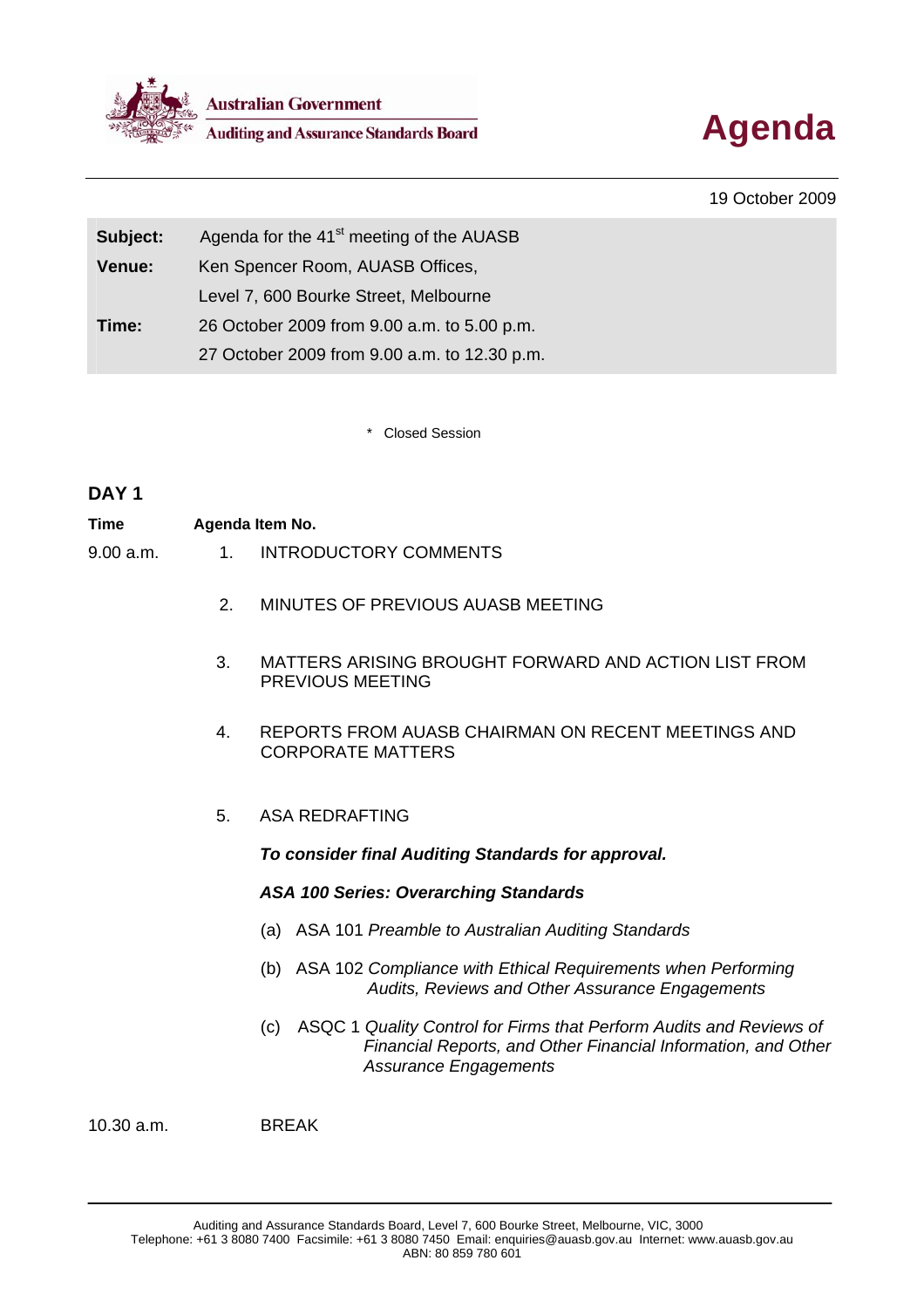Australian Government
Auditing and Assurance Standards Board

# Agenda

19 October 2009

| | |
|---|---|
| **Subject:** | Agenda for the 41st meeting of the AUASB |
| **Venue:** | Ken Spencer Room, AUASB Offices, Level 7, 600 Bourke Street, Melbourne |
| **Time:** | 26 October 2009 from 9.00 a.m. to 5.00 p.m. 27 October 2009 from 9.00 a.m. to 12.30 p.m. |

\* Closed Session

## DAY 1

**Time** **Agenda Item No.**

9.00 a.m.

1. INTRODUCTORY COMMENTS

2. MINUTES OF PREVIOUS AUASB MEETING

3. MATTERS ARISING BROUGHT FORWARD AND ACTION LIST FROM PREVIOUS MEETING

4. REPORTS FROM AUASB CHAIRMAN ON RECENT MEETINGS AND CORPORATE MATTERS

5. ASA REDRAFTING

   ***To consider final Auditing Standards for approval.***

   ***ASA 100 Series: Overarching Standards***

   (a) ASA 101 *Preamble to Australian Auditing Standards*

   (b) ASA 102 *Compliance with Ethical Requirements when Performing Audits, Reviews and Other Assurance Engagements*

   (c) ASQC 1 *Quality Control for Firms that Perform Audits and Reviews of Financial Reports, and Other Financial Information, and Other Assurance Engagements*

10.30 a.m. BREAK

Auditing and Assurance Standards Board, Level 7, 600 Bourke Street, Melbourne, VIC, 3000
Telephone: +61 3 8080 7400 Facsimile: +61 3 8080 7450 Email: enquiries@auasb.gov.au Internet: www.auasb.gov.au
ABN: 80 859 780 601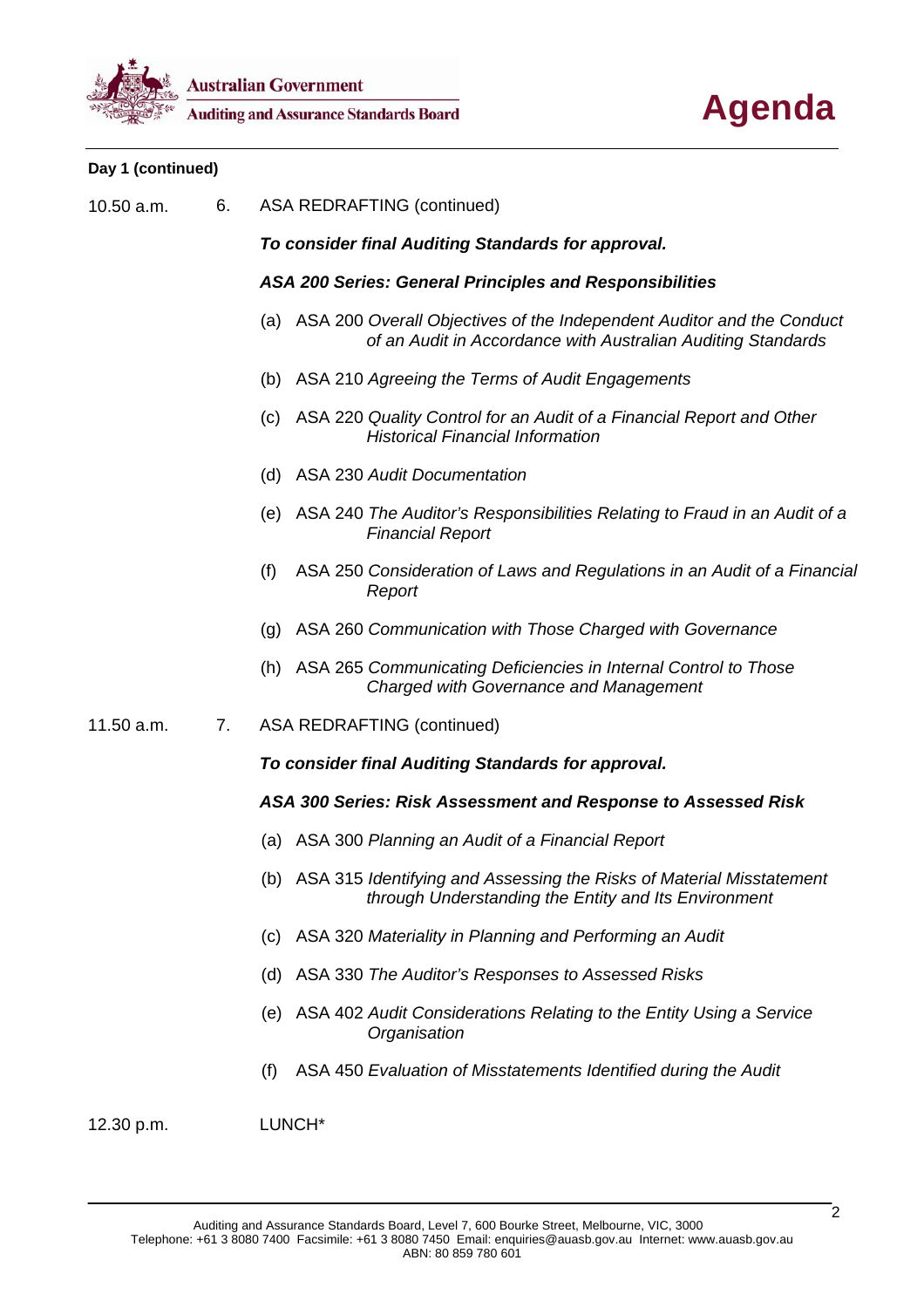**Day 1 (continued)**

10.50 a.m. 6. ASA REDRAFTING (continued)

***To consider final Auditing Standards for approval.***

***ASA 200 Series: General Principles and Responsibilities***

- (a) ASA 200 *Overall Objectives of the Independent Auditor and the Conduct of an Audit in Accordance with Australian Auditing Standards*
- (b) ASA 210 *Agreeing the Terms of Audit Engagements*
- (c) ASA 220 *Quality Control for an Audit of a Financial Report and Other Historical Financial Information*
- (d) ASA 230 *Audit Documentation*
- (e) ASA 240 *The Auditor's Responsibilities Relating to Fraud in an Audit of a Financial Report*
- (f) ASA 250 *Consideration of Laws and Regulations in an Audit of a Financial Report*
- (g) ASA 260 *Communication with Those Charged with Governance*
- (h) ASA 265 *Communicating Deficiencies in Internal Control to Those Charged with Governance and Management*

11.50 a.m. 7. ASA REDRAFTING (continued)

***To consider final Auditing Standards for approval.***

***ASA 300 Series: Risk Assessment and Response to Assessed Risk***

- (a) ASA 300 *Planning an Audit of a Financial Report*
- (b) ASA 315 *Identifying and Assessing the Risks of Material Misstatement through Understanding the Entity and Its Environment*
- (c) ASA 320 *Materiality in Planning and Performing an Audit*
- (d) ASA 330 *The Auditor's Responses to Assessed Risks*
- (e) ASA 402 *Audit Considerations Relating to the Entity Using a Service Organisation*
- (f) ASA 450 *Evaluation of Misstatements Identified during the Audit*

12.30 p.m. LUNCH*

Auditing and Assurance Standards Board, Level 7, 600 Bourke Street, Melbourne, VIC, 3000
Telephone: +61 3 8080 7400 Facsimile: +61 3 8080 7450 Email: enquiries@auasb.gov.au Internet: www.auasb.gov.au
ABN: 80 859 780 601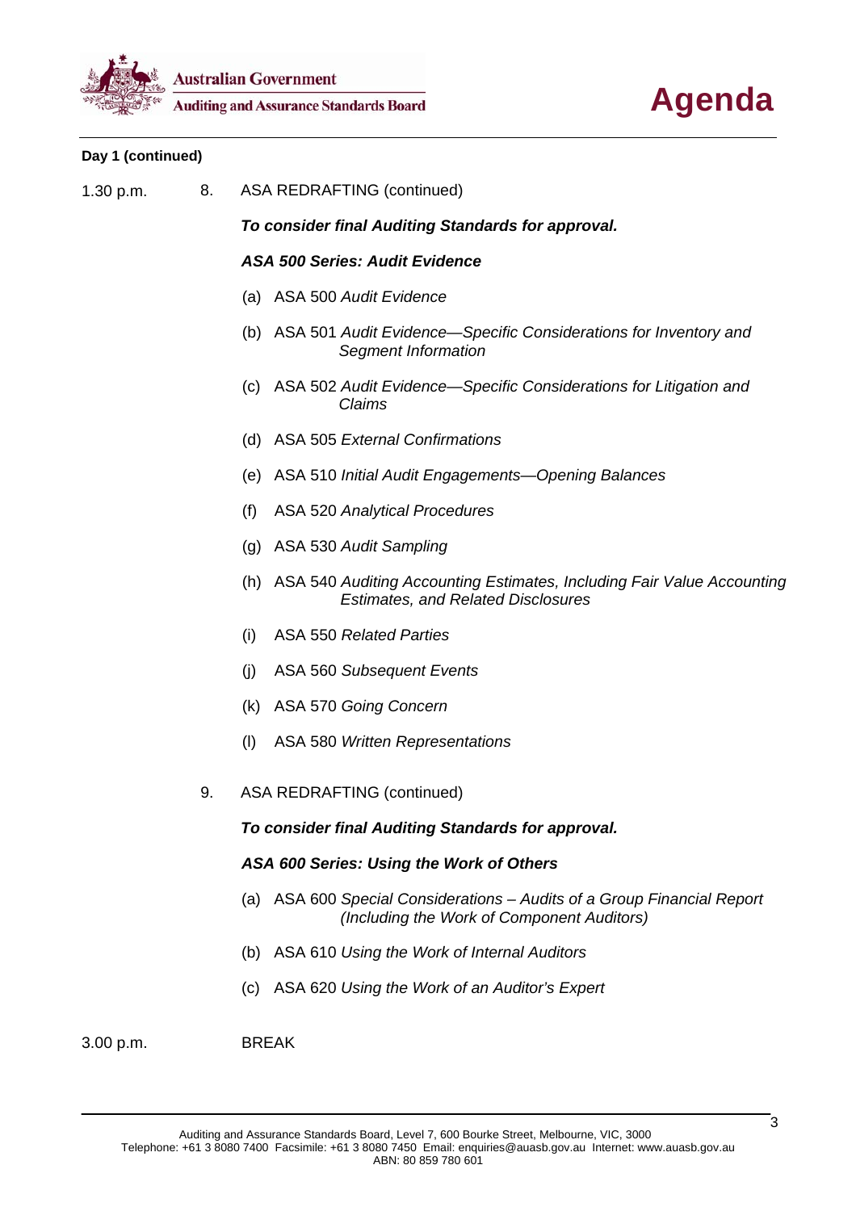**Day 1 (continued)**

1.30 p.m. 8. ASA REDRAFTING (continued)

***To consider final Auditing Standards for approval.***

***ASA 500 Series: Audit Evidence***

(a) ASA 500 *Audit Evidence*

(b) ASA 501 *Audit Evidence—Specific Considerations for Inventory and Segment Information*

(c) ASA 502 *Audit Evidence—Specific Considerations for Litigation and Claims*

(d) ASA 505 *External Confirmations*

(e) ASA 510 *Initial Audit Engagements—Opening Balances*

(f) ASA 520 *Analytical Procedures*

(g) ASA 530 *Audit Sampling*

(h) ASA 540 *Auditing Accounting Estimates, Including Fair Value Accounting Estimates, and Related Disclosures*

(i) ASA 550 *Related Parties*

(j) ASA 560 *Subsequent Events*

(k) ASA 570 *Going Concern*

(l) ASA 580 *Written Representations*

9. ASA REDRAFTING (continued)

***To consider final Auditing Standards for approval.***

***ASA 600 Series: Using the Work of Others***

(a) ASA 600 *Special Considerations – Audits of a Group Financial Report (Including the Work of Component Auditors)*

(b) ASA 610 *Using the Work of Internal Auditors*

(c) ASA 620 *Using the Work of an Auditor's Expert*

3.00 p.m. BREAK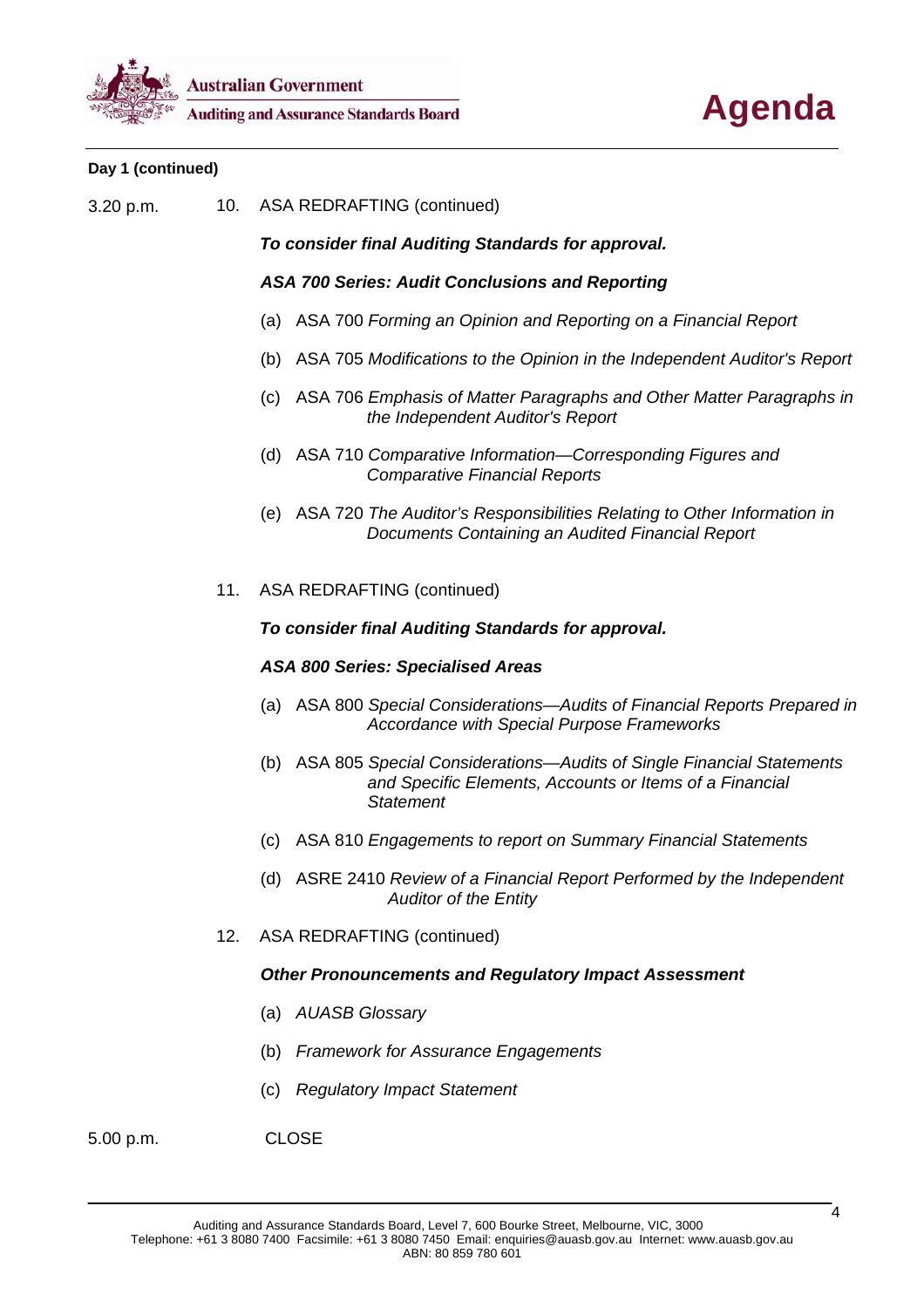**Day 1 (continued)**

3.20 p.m. 10. ASA REDRAFTING (continued)

***To consider final Auditing Standards for approval.***

***ASA 700 Series: Audit Conclusions and Reporting***

(a) ASA 700 *Forming an Opinion and Reporting on a Financial Report*

(b) ASA 705 *Modifications to the Opinion in the Independent Auditor's Report*

(c) ASA 706 *Emphasis of Matter Paragraphs and Other Matter Paragraphs in the Independent Auditor's Report*

(d) ASA 710 *Comparative Information—Corresponding Figures and Comparative Financial Reports*

(e) ASA 720 *The Auditor's Responsibilities Relating to Other Information in Documents Containing an Audited Financial Report*

11. ASA REDRAFTING (continued)

***To consider final Auditing Standards for approval.***

***ASA 800 Series: Specialised Areas***

(a) ASA 800 *Special Considerations—Audits of Financial Reports Prepared in Accordance with Special Purpose Frameworks*

(b) ASA 805 *Special Considerations—Audits of Single Financial Statements and Specific Elements, Accounts or Items of a Financial Statement*

(c) ASA 810 *Engagements to report on Summary Financial Statements*

(d) ASRE 2410 *Review of a Financial Report Performed by the Independent Auditor of the Entity*

12. ASA REDRAFTING (continued)

***Other Pronouncements and Regulatory Impact Assessment***

(a) *AUASB Glossary*

(b) *Framework for Assurance Engagements*

(c) *Regulatory Impact Statement*

5.00 p.m. CLOSE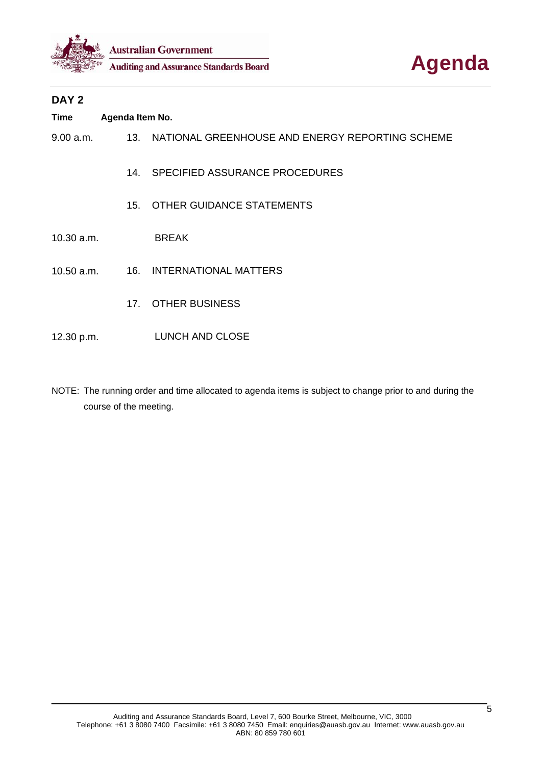Australian Government

Auditing and Assurance Standards Board

# Agenda

## DAY 2

| Time | Agenda Item No. | |
|---|---|---|
| 9.00 a.m. | 13. | NATIONAL GREENHOUSE AND ENERGY REPORTING SCHEME |
| | 14. | SPECIFIED ASSURANCE PROCEDURES |
| | 15. | OTHER GUIDANCE STATEMENTS |
| 10.30 a.m. | | BREAK |
| 10.50 a.m. | 16. | INTERNATIONAL MATTERS |
| | 17. | OTHER BUSINESS |
| 12.30 p.m. | | LUNCH AND CLOSE |

NOTE: The running order and time allocated to agenda items is subject to change prior to and during the course of the meeting.

Auditing and Assurance Standards Board, Level 7, 600 Bourke Street, Melbourne, VIC, 3000
Telephone: +61 3 8080 7400 Facsimile: +61 3 8080 7450 Email: enquiries@auasb.gov.au Internet: www.auasb.gov.au
ABN: 80 859 780 601